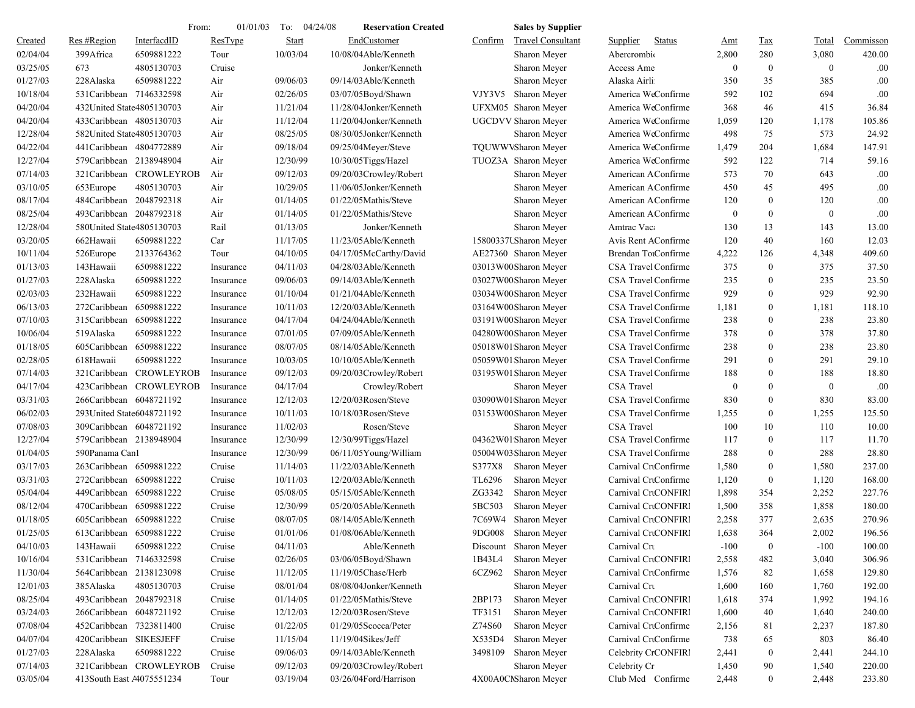From: 01/01/03 To: 04/24/08 **Reservation Created** **Sales by Supplier**

| Created | Res # | Region | InterfacdID | ResType | Start | End | Customer | Confirm | Travel Consultant | Supplier | Status | Amt | Tax | Total | Commisson |
|---|---|---|---|---|---|---|---|---|---|---|---|---|---|---|---|
| 02/04/04 | 399 | Africa | 6509881222 | Tour | 10/03/04 | 10/08/04 | Able/Kenneth | | Sharon Meyer | Abercrombi | | 2,800 | 280 | 3,080 | 420.00 |
| 03/25/05 | 673 | | 4805130703 | Cruise | | | Jonker/Kenneth | | Sharon Meyer | Access Ame | | 0 | 0 | 0 | .00 |
| 01/27/03 | 228 | Alaska | 6509881222 | Air | 09/06/03 | 09/14/03 | Able/Kenneth | | Sharon Meyer | Alaska Airli | | 350 | 35 | 385 | .00 |
| 10/18/04 | 531 | Caribbean | 7146332598 | Air | 02/26/05 | 03/07/05 | Boyd/Shawn | VJY3V5 | Sharon Meyer | America We | Confirme | 592 | 102 | 694 | .00 |
| 04/20/04 | 432 | United State | 4805130703 | Air | 11/21/04 | 11/28/04 | Jonker/Kenneth | UFXM05 | Sharon Meyer | America We | Confirme | 368 | 46 | 415 | 36.84 |
| 04/20/04 | 433 | Caribbean | 4805130703 | Air | 11/12/04 | 11/20/04 | Jonker/Kenneth | UGCDVV | Sharon Meyer | America We | Confirme | 1,059 | 120 | 1,178 | 105.86 |
| 12/28/04 | 582 | United State | 4805130703 | Air | 08/25/05 | 08/30/05 | Jonker/Kenneth | | Sharon Meyer | America We | Confirme | 498 | 75 | 573 | 24.92 |
| 04/22/04 | 441 | Caribbean | 4804772889 | Air | 09/18/04 | 09/25/04 | Meyer/Steve | TQUWWV | Sharon Meyer | America We | Confirme | 1,479 | 204 | 1,684 | 147.91 |
| 12/27/04 | 579 | Caribbean | 2138948904 | Air | 12/30/99 | 10/30/05 | Tiggs/Hazel | TUOZ3A | Sharon Meyer | America We | Confirme | 592 | 122 | 714 | 59.16 |
| 07/14/03 | 321 | Caribbean | CROWLEYROB | Air | 09/12/03 | 09/20/03 | Crowley/Robert | | Sharon Meyer | American A | Confirme | 573 | 70 | 643 | .00 |
| 03/10/05 | 653 | Europe | 4805130703 | Air | 10/29/05 | 11/06/05 | Jonker/Kenneth | | Sharon Meyer | American A | Confirme | 450 | 45 | 495 | .00 |
| 08/17/04 | 484 | Caribbean | 2048792318 | Air | 01/14/05 | 01/22/05 | Mathis/Steve | | Sharon Meyer | American A | Confirme | 120 | 0 | 120 | .00 |
| 08/25/04 | 493 | Caribbean | 2048792318 | Air | 01/14/05 | 01/22/05 | Mathis/Steve | | Sharon Meyer | American A | Confirme | 0 | 0 | 0 | .00 |
| 12/28/04 | 580 | United State | 4805130703 | Rail | 01/13/05 | | Jonker/Kenneth | | Sharon Meyer | Amtrac Vac | | 130 | 13 | 143 | 13.00 |
| 03/20/05 | 662 | Hawaii | 6509881222 | Car | 11/17/05 | 11/23/05 | Able/Kenneth | 15800337U | Sharon Meyer | Avis Rent A | Confirme | 120 | 40 | 160 | 12.03 |
| 10/11/04 | 526 | Europe | 2133764362 | Tour | 04/10/05 | 04/17/05 | McCarthy/David | AE27360 | Sharon Meyer | Brendan To | Confirme | 4,222 | 126 | 4,348 | 409.60 |
| 01/13/03 | 143 | Hawaii | 6509881222 | Insurance | 04/11/03 | 04/28/03 | Able/Kenneth | 03013W00 | Sharon Meyer | CSA Travel | Confirme | 375 | 0 | 375 | 37.50 |
| 01/27/03 | 228 | Alaska | 6509881222 | Insurance | 09/06/03 | 09/14/03 | Able/Kenneth | 03027W00 | Sharon Meyer | CSA Travel | Confirme | 235 | 0 | 235 | 23.50 |
| 02/03/03 | 232 | Hawaii | 6509881222 | Insurance | 01/10/04 | 01/21/04 | Able/Kenneth | 03034W00 | Sharon Meyer | CSA Travel | Confirme | 929 | 0 | 929 | 92.90 |
| 06/13/03 | 272 | Caribbean | 6509881222 | Insurance | 10/11/03 | 12/20/03 | Able/Kenneth | 03164W00 | Sharon Meyer | CSA Travel | Confirme | 1,181 | 0 | 1,181 | 118.10 |
| 07/10/03 | 315 | Caribbean | 6509881222 | Insurance | 04/17/04 | 04/24/04 | Able/Kenneth | 03191W00 | Sharon Meyer | CSA Travel | Confirme | 238 | 0 | 238 | 23.80 |
| 10/06/04 | 519 | Alaska | 6509881222 | Insurance | 07/01/05 | 07/09/05 | Able/Kenneth | 04280W00 | Sharon Meyer | CSA Travel | Confirme | 378 | 0 | 378 | 37.80 |
| 01/18/05 | 605 | Caribbean | 6509881222 | Insurance | 08/07/05 | 08/14/05 | Able/Kenneth | 05018W01 | Sharon Meyer | CSA Travel | Confirme | 238 | 0 | 238 | 23.80 |
| 02/28/05 | 618 | Hawaii | 6509881222 | Insurance | 10/03/05 | 10/10/05 | Able/Kenneth | 05059W01 | Sharon Meyer | CSA Travel | Confirme | 291 | 0 | 291 | 29.10 |
| 07/14/03 | 321 | Caribbean | CROWLEYROB | Insurance | 09/12/03 | 09/20/03 | Crowley/Robert | 03195W01 | Sharon Meyer | CSA Travel | Confirme | 188 | 0 | 188 | 18.80 |
| 04/17/04 | 423 | Caribbean | CROWLEYROB | Insurance | 04/17/04 | | Crowley/Robert | | Sharon Meyer | CSA Travel | | 0 | 0 | 0 | .00 |
| 03/31/03 | 266 | Caribbean | 6048721192 | Insurance | 12/12/03 | 12/20/03 | Rosen/Steve | 03090W01 | Sharon Meyer | CSA Travel | Confirme | 830 | 0 | 830 | 83.00 |
| 06/02/03 | 293 | United State | 6048721192 | Insurance | 10/11/03 | 10/18/03 | Rosen/Steve | 03153W00 | Sharon Meyer | CSA Travel | Confirme | 1,255 | 0 | 1,255 | 125.50 |
| 07/08/03 | 309 | Caribbean | 6048721192 | Insurance | 11/02/03 | | Rosen/Steve | | Sharon Meyer | CSA Travel | | 100 | 10 | 110 | 10.00 |
| 12/27/04 | 579 | Caribbean | 2138948904 | Insurance | 12/30/99 | 12/30/99 | Tiggs/Hazel | 04362W01 | Sharon Meyer | CSA Travel | Confirme | 117 | 0 | 117 | 11.70 |
| 01/04/05 | 590 | Panama Can | 1 | Insurance | 12/30/99 | 06/11/05 | Young/William | 05004W03 | Sharon Meyer | CSA Travel | Confirme | 288 | 0 | 288 | 28.80 |
| 03/17/03 | 263 | Caribbean | 6509881222 | Cruise | 11/14/03 | 11/22/03 | Able/Kenneth | S377X8 | Sharon Meyer | Carnival Cr | Confirme | 1,580 | 0 | 1,580 | 237.00 |
| 03/31/03 | 272 | Caribbean | 6509881222 | Cruise | 10/11/03 | 12/20/03 | Able/Kenneth | TL6296 | Sharon Meyer | Carnival Cr | Confirme | 1,120 | 0 | 1,120 | 168.00 |
| 05/04/04 | 449 | Caribbean | 6509881222 | Cruise | 05/08/05 | 05/15/05 | Able/Kenneth | ZG3342 | Sharon Meyer | Carnival Cr | CONFIRI | 1,898 | 354 | 2,252 | 227.76 |
| 08/12/04 | 470 | Caribbean | 6509881222 | Cruise | 12/30/99 | 05/20/05 | Able/Kenneth | 5BC503 | Sharon Meyer | Carnival Cr | CONFIRI | 1,500 | 358 | 1,858 | 180.00 |
| 01/18/05 | 605 | Caribbean | 6509881222 | Cruise | 08/07/05 | 08/14/05 | Able/Kenneth | 7C69W4 | Sharon Meyer | Carnival Cr | CONFIRI | 2,258 | 377 | 2,635 | 270.96 |
| 01/25/05 | 613 | Caribbean | 6509881222 | Cruise | 01/01/06 | 01/08/06 | Able/Kenneth | 9DG008 | Sharon Meyer | Carnival Cr | CONFIRI | 1,638 | 364 | 2,002 | 196.56 |
| 04/10/03 | 143 | Hawaii | 6509881222 | Cruise | 04/11/03 | | Able/Kenneth | Discount | Sharon Meyer | Carnival Cr | | -100 | 0 | -100 | 100.00 |
| 10/16/04 | 531 | Caribbean | 7146332598 | Cruise | 02/26/05 | 03/06/05 | Boyd/Shawn | 1B43L4 | Sharon Meyer | Carnival Cr | CONFIRI | 2,558 | 482 | 3,040 | 306.96 |
| 11/30/04 | 564 | Caribbean | 2138123098 | Cruise | 11/12/05 | 11/19/05 | Chase/Herb | 6CZ962 | Sharon Meyer | Carnival Cr | Confirme | 1,576 | 82 | 1,658 | 129.80 |
| 12/01/03 | 385 | Alaska | 4805130703 | Cruise | 08/01/04 | 08/08/04 | Jonker/Kenneth | | Sharon Meyer | Carnival Cr | | 1,600 | 160 | 1,760 | 192.00 |
| 08/25/04 | 493 | Caribbean | 2048792318 | Cruise | 01/14/05 | 01/22/05 | Mathis/Steve | 2BP173 | Sharon Meyer | Carnival Cr | CONFIRI | 1,618 | 374 | 1,992 | 194.16 |
| 03/24/03 | 266 | Caribbean | 6048721192 | Cruise | 12/12/03 | 12/20/03 | Rosen/Steve | TF3151 | Sharon Meyer | Carnival Cr | CONFIRI | 1,600 | 40 | 1,640 | 240.00 |
| 07/08/04 | 452 | Caribbean | 7323811400 | Cruise | 01/22/05 | 01/29/05 | Scocca/Peter | Z74S60 | Sharon Meyer | Carnival Cr | Confirme | 2,156 | 81 | 2,237 | 187.80 |
| 04/07/04 | 420 | Caribbean | SIKESJEFF | Cruise | 11/15/04 | 11/19/04 | Sikes/Jeff | X535D4 | Sharon Meyer | Carnival Cr | Confirme | 738 | 65 | 803 | 86.40 |
| 01/27/03 | 228 | Alaska | 6509881222 | Cruise | 09/06/03 | 09/14/03 | Able/Kenneth | 3498109 | Sharon Meyer | Celebrity Cr | CONFIRI | 2,441 | 0 | 2,441 | 244.10 |
| 07/14/03 | 321 | Caribbean | CROWLEYROB | Cruise | 09/12/03 | 09/20/03 | Crowley/Robert | | Sharon Meyer | Celebrity Cr | | 1,450 | 90 | 1,540 | 220.00 |
| 03/05/04 | 413 | South East A | 4075551234 | Tour | 03/19/04 | 03/26/04 | Ford/Harrison | 4X00A0CN | Sharon Meyer | Club Med | Confirme | 2,448 | 0 | 2,448 | 233.80 |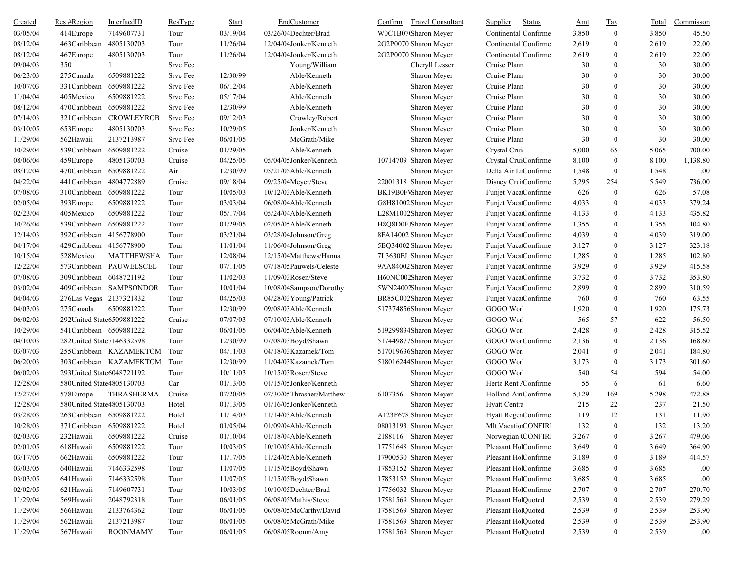| Created | Res #Region | InterfacdID | ResType | Start | EndCustomer | Confirm | Travel Consultant | Supplier | Status | Amt | Tax | Total | Commisson |
|---|---|---|---|---|---|---|---|---|---|---|---|---|---|
| 03/05/04 | 414Europe | 7149607731 | Tour | 03/19/04 | 03/26/04Dechter/Brad | W0C1B07( | Sharon Meyer | Continental | Confirme | 3,850 | 0 | 3,850 | 45.50 |
| 08/12/04 | 463Caribbean | 4805130703 | Tour | 11/26/04 | 12/04/04Jonker/Kenneth | 2G2P0070 | Sharon Meyer | Continental | Confirme | 2,619 | 0 | 2,619 | 22.00 |
| 08/12/04 | 467Europe | 4805130703 | Tour | 11/26/04 | 12/04/04Jonker/Kenneth | 2G2P0070 | Sharon Meyer | Continental | Confirme | 2,619 | 0 | 2,619 | 22.00 |
| 09/04/03 | 350 | 1 | Srvc Fee | | Young/William | | Cheryll Lesser | Cruise Plann | | 30 | 0 | 30 | 30.00 |
| 06/23/03 | 275Canada | 6509881222 | Srvc Fee | 12/30/99 | Able/Kenneth | | Sharon Meyer | Cruise Plann | | 30 | 0 | 30 | 30.00 |
| 10/07/03 | 331Caribbean | 6509881222 | Srvc Fee | 06/12/04 | Able/Kenneth | | Sharon Meyer | Cruise Plann | | 30 | 0 | 30 | 30.00 |
| 11/04/04 | 405Mexico | 6509881222 | Srvc Fee | 05/17/04 | Able/Kenneth | | Sharon Meyer | Cruise Plann | | 30 | 0 | 30 | 30.00 |
| 08/12/04 | 470Caribbean | 6509881222 | Srvc Fee | 12/30/99 | Able/Kenneth | | Sharon Meyer | Cruise Plann | | 30 | 0 | 30 | 30.00 |
| 07/14/03 | 321Caribbean | CROWLEYROB | Srvc Fee | 09/12/03 | Crowley/Robert | | Sharon Meyer | Cruise Plann | | 30 | 0 | 30 | 30.00 |
| 03/10/05 | 653Europe | 4805130703 | Srvc Fee | 10/29/05 | Jonker/Kenneth | | Sharon Meyer | Cruise Plann | | 30 | 0 | 30 | 30.00 |
| 11/29/04 | 562Hawaii | 2137213987 | Srvc Fee | 06/01/05 | McGrath/Mike | | Sharon Meyer | Cruise Plann | | 30 | 0 | 30 | 30.00 |
| 10/29/04 | 539Caribbean | 6509881222 | Cruise | 01/29/05 | Able/Kenneth | | Sharon Meyer | Crystal Crui | | 5,000 | 65 | 5,065 | 700.00 |
| 08/06/04 | 459Europe | 4805130703 | Cruise | 04/25/05 | 05/04/05Jonker/Kenneth | 10714709 | Sharon Meyer | Crystal Crui | Confirme | 8,100 | 0 | 8,100 | 1,138.80 |
| 08/12/04 | 470Caribbean | 6509881222 | Air | 12/30/99 | 05/21/05Able/Kenneth | | Sharon Meyer | Delta Air Li | Confirme | 1,548 | 0 | 1,548 | .00 |
| 04/22/04 | 441Caribbean | 4804772889 | Cruise | 09/18/04 | 09/25/04Meyer/Steve | 22001318 | Sharon Meyer | Disney Crui | Confirme | 5,295 | 254 | 5,549 | 736.00 |
| 07/08/03 | 310Caribbean | 6509881222 | Tour | 10/05/03 | 10/12/03Able/Kenneth | BK19B0F\ | Sharon Meyer | Funjet Vaca | Confirme | 626 | 0 | 626 | 57.08 |
| 02/05/04 | 393Europe | 6509881222 | Tour | 03/03/04 | 06/08/04Able/Kenneth | G8H81002 | Sharon Meyer | Funjet Vaca | Confirme | 4,033 | 0 | 4,033 | 379.24 |
| 02/23/04 | 405Mexico | 6509881222 | Tour | 05/17/04 | 05/24/04Able/Kenneth | L28M1002 | Sharon Meyer | Funjet Vaca | Confirme | 4,133 | 0 | 4,133 | 435.82 |
| 10/26/04 | 539Caribbean | 6509881222 | Tour | 01/29/05 | 02/05/05Able/Kenneth | H8Q8D0FJ | Sharon Meyer | Funjet Vaca | Confirme | 1,355 | 0 | 1,355 | 104.80 |
| 12/14/03 | 392Caribbean | 4156778900 | Tour | 03/21/04 | 03/28/04Johnson/Greg | 8FA14002 | Sharon Meyer | Funjet Vaca | Confirme | 4,039 | 0 | 4,039 | 319.00 |
| 04/17/04 | 429Caribbean | 4156778900 | Tour | 11/01/04 | 11/06/04Johnson/Greg | 5BQ34002 | Sharon Meyer | Funjet Vaca | Confirme | 3,127 | 0 | 3,127 | 323.18 |
| 10/15/04 | 528Mexico | MATTHEWSHA | Tour | 12/08/04 | 12/15/04Matthews/Hanna | 7L3630FJ | Sharon Meyer | Funjet Vaca | Confirme | 1,285 | 0 | 1,285 | 102.80 |
| 12/22/04 | 573Caribbean | PAUWELSCEL | Tour | 07/11/05 | 07/18/05Pauwels/Celeste | 9AA84002 | Sharon Meyer | Funjet Vaca | Confirme | 3,929 | 0 | 3,929 | 415.58 |
| 07/08/03 | 309Caribbean | 6048721192 | Tour | 11/02/03 | 11/09/03Rosen/Steve | H60NC002 | Sharon Meyer | Funjet Vaca | Confirme | 3,732 | 0 | 3,732 | 353.80 |
| 03/02/04 | 409Caribbean | SAMPSONDOR | Tour | 10/01/04 | 10/08/04Sampson/Dorothy | 5WN24002 | Sharon Meyer | Funjet Vaca | Confirme | 2,899 | 0 | 2,899 | 310.59 |
| 04/04/03 | 276Las Vegas | 2137321832 | Tour | 04/25/03 | 04/28/03Young/Patrick | BR85C002 | Sharon Meyer | Funjet Vaca | Confirme | 760 | 0 | 760 | 63.55 |
| 04/03/03 | 275Canada | 6509881222 | Tour | 12/30/99 | 09/08/03Able/Kenneth | 517374856 | Sharon Meyer | GOGO Wor | | 1,920 | 0 | 1,920 | 175.73 |
| 06/02/03 | 292United State | 6509881222 | Cruise | 07/07/03 | 07/10/03Able/Kenneth | | Sharon Meyer | GOGO Wor | | 565 | 57 | 622 | 56.50 |
| 10/29/04 | 541Caribbean | 6509881222 | Tour | 06/01/05 | 06/04/05Able/Kenneth | 519299834 | Sharon Meyer | GOGO Wor | | 2,428 | 0 | 2,428 | 315.52 |
| 04/10/03 | 282United State | 7146332598 | Tour | 12/30/99 | 07/08/03Boyd/Shawn | 517449877 | Sharon Meyer | GOGO Wor | Confirme | 2,136 | 0 | 2,136 | 168.60 |
| 03/07/03 | 255Caribbean | KAZAMEKTOM | Tour | 04/11/03 | 04/18/03Kazamek/Tom | 517019636 | Sharon Meyer | GOGO Wor | | 2,041 | 0 | 2,041 | 184.80 |
| 06/20/03 | 303Caribbean | KAZAMEKTOM | Tour | 12/30/99 | 11/04/03Kazamek/Tom | 518016244 | Sharon Meyer | GOGO Wor | | 3,173 | 0 | 3,173 | 301.60 |
| 06/02/03 | 293United State | 6048721192 | Tour | 10/11/03 | 10/15/03Rosen/Steve | | Sharon Meyer | GOGO Wor | | 540 | 54 | 594 | 54.00 |
| 12/28/04 | 580United State | 4805130703 | Car | 01/13/05 | 01/15/05Jonker/Kenneth | | Sharon Meyer | Hertz Rent / | Confirme | 55 | 6 | 61 | 6.60 |
| 12/27/04 | 578Europe | THRASHERMA | Cruise | 07/20/05 | 07/30/05Thrasher/Matthew | 6107356 | Sharon Meyer | Holland Am | Confirme | 5,129 | 169 | 5,298 | 472.88 |
| 12/28/04 | 580United State | 4805130703 | Hotel | 01/13/05 | 01/16/05Jonker/Kenneth | | Sharon Meyer | Hyatt Centra | | 215 | 22 | 237 | 21.50 |
| 03/28/03 | 263Caribbean | 6509881222 | Hotel | 11/14/03 | 11/14/03Able/Kenneth | A123F678 | Sharon Meyer | Hyatt Regen | Confirme | 119 | 12 | 131 | 11.90 |
| 10/28/03 | 371Caribbean | 6509881222 | Hotel | 01/05/04 | 01/09/04Able/Kenneth | 08013193 | Sharon Meyer | Mlt Vacatio | CONFIRI | 132 | 0 | 132 | 13.20 |
| 02/03/03 | 232Hawaii | 6509881222 | Cruise | 01/10/04 | 01/18/04Able/Kenneth | 2188116 | Sharon Meyer | Norwegian ( | CONFIRI | 3,267 | 0 | 3,267 | 479.06 |
| 02/01/05 | 618Hawaii | 6509881222 | Tour | 10/03/05 | 10/10/05Able/Kenneth | 17751648 | Sharon Meyer | Pleasant Hol | Confirme | 3,649 | 0 | 3,649 | 364.90 |
| 03/17/05 | 662Hawaii | 6509881222 | Tour | 11/17/05 | 11/24/05Able/Kenneth | 17900530 | Sharon Meyer | Pleasant Hol | Confirme | 3,189 | 0 | 3,189 | 414.57 |
| 03/03/05 | 640Hawaii | 7146332598 | Tour | 11/07/05 | 11/15/05Boyd/Shawn | 17853152 | Sharon Meyer | Pleasant Hol | Confirme | 3,685 | 0 | 3,685 | .00 |
| 03/03/05 | 641Hawaii | 7146332598 | Tour | 11/07/05 | 11/15/05Boyd/Shawn | 17853152 | Sharon Meyer | Pleasant Hol | Confirme | 3,685 | 0 | 3,685 | .00 |
| 02/02/05 | 621Hawaii | 7149607731 | Tour | 10/03/05 | 10/10/05Dechter/Brad | 17756032 | Sharon Meyer | Pleasant Hol | Confirme | 2,707 | 0 | 2,707 | 270.70 |
| 11/29/04 | 569Hawaii | 2048792318 | Tour | 06/01/05 | 06/08/05Mathis/Steve | 17581569 | Sharon Meyer | Pleasant Hol | Quoted | 2,539 | 0 | 2,539 | 279.29 |
| 11/29/04 | 566Hawaii | 2133764362 | Tour | 06/01/05 | 06/08/05McCarthy/David | 17581569 | Sharon Meyer | Pleasant Hol | Quoted | 2,539 | 0 | 2,539 | 253.90 |
| 11/29/04 | 562Hawaii | 2137213987 | Tour | 06/01/05 | 06/08/05McGrath/Mike | 17581569 | Sharon Meyer | Pleasant Hol | Quoted | 2,539 | 0 | 2,539 | 253.90 |
| 11/29/04 | 567Hawaii | ROONMAMY | Tour | 06/01/05 | 06/08/05Roonm/Amy | 17581569 | Sharon Meyer | Pleasant Hol | Quoted | 2,539 | 0 | 2,539 | .00 |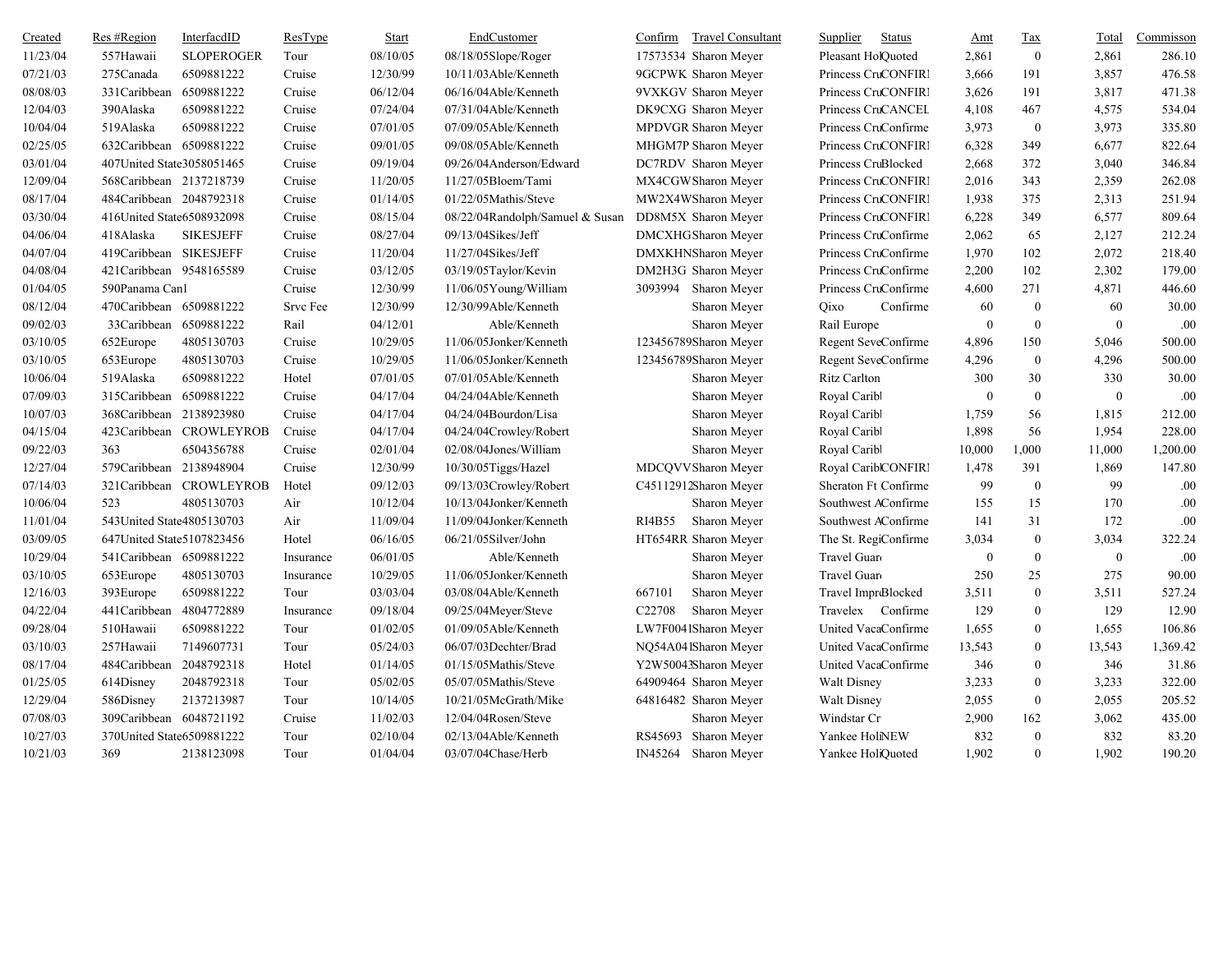| Created | Res # | Region | InterfacdID | ResType | Start | End | Customer | Confirm | Travel Consultant | Supplier | Status | Amt | Tax | Total | Commisson |
|---|---|---|---|---|---|---|---|---|---|---|---|---|---|---|---|
| 11/23/04 | 557 | Hawaii | SLOPEROGER | Tour | 08/10/05 | 08/18/05 | Slope/Roger | 17573534 | Sharon Meyer | Pleasant Hol | Quoted | 2,861 | 0 | 2,861 | 286.10 |
| 07/21/03 | 275 | Canada | 6509881222 | Cruise | 12/30/99 | 10/11/03 | Able/Kenneth | 9GCPWK | Sharon Meyer | Princess Cru | CONFIRI | 3,666 | 191 | 3,857 | 476.58 |
| 08/08/03 | 331 | Caribbean | 6509881222 | Cruise | 06/12/04 | 06/16/04 | Able/Kenneth | 9VXKGV | Sharon Meyer | Princess Cru | CONFIRI | 3,626 | 191 | 3,817 | 471.38 |
| 12/04/03 | 390 | Alaska | 6509881222 | Cruise | 07/24/04 | 07/31/04 | Able/Kenneth | DK9CXG | Sharon Meyer | Princess Cru | CANCEL | 4,108 | 467 | 4,575 | 534.04 |
| 10/04/04 | 519 | Alaska | 6509881222 | Cruise | 07/01/05 | 07/09/05 | Able/Kenneth | MPDVGR | Sharon Meyer | Princess Cru | Confirme | 3,973 | 0 | 3,973 | 335.80 |
| 02/25/05 | 632 | Caribbean | 6509881222 | Cruise | 09/01/05 | 09/08/05 | Able/Kenneth | MHGM7P | Sharon Meyer | Princess Cru | CONFIRI | 6,328 | 349 | 6,677 | 822.64 |
| 03/01/04 | 407 | United State | 3058051465 | Cruise | 09/19/04 | 09/26/04 | Anderson/Edward | DC7RDV | Sharon Meyer | Princess Cru | Blocked | 2,668 | 372 | 3,040 | 346.84 |
| 12/09/04 | 568 | Caribbean | 2137218739 | Cruise | 11/20/05 | 11/27/05 | Bloem/Tami | MX4CGW | Sharon Meyer | Princess Cru | CONFIRI | 2,016 | 343 | 2,359 | 262.08 |
| 08/17/04 | 484 | Caribbean | 2048792318 | Cruise | 01/14/05 | 01/22/05 | Mathis/Steve | MW2X4W | Sharon Meyer | Princess Cru | CONFIRI | 1,938 | 375 | 2,313 | 251.94 |
| 03/30/04 | 416 | United State | 6508932098 | Cruise | 08/15/04 | 08/22/04 | Randolph/Samuel & Susan | DD8M5X | Sharon Meyer | Princess Cru | CONFIRI | 6,228 | 349 | 6,577 | 809.64 |
| 04/06/04 | 418 | Alaska | SIKESJEFF | Cruise | 08/27/04 | 09/13/04 | Sikes/Jeff | DMCXHG | Sharon Meyer | Princess Cru | Confirme | 2,062 | 65 | 2,127 | 212.24 |
| 04/07/04 | 419 | Caribbean | SIKESJEFF | Cruise | 11/20/04 | 11/27/04 | Sikes/Jeff | DMXKHN | Sharon Meyer | Princess Cru | Confirme | 1,970 | 102 | 2,072 | 218.40 |
| 04/08/04 | 421 | Caribbean | 9548165589 | Cruise | 03/12/05 | 03/19/05 | Taylor/Kevin | DM2H3G | Sharon Meyer | Princess Cru | Confirme | 2,200 | 102 | 2,302 | 179.00 |
| 01/04/05 | 590 | Panama Can1 | | Cruise | 12/30/99 | 11/06/05 | Young/William | 3093994 | Sharon Meyer | Princess Cru | Confirme | 4,600 | 271 | 4,871 | 446.60 |
| 08/12/04 | 470 | Caribbean | 6509881222 | Srvc Fee | 12/30/99 | 12/30/99 | Able/Kenneth | | Sharon Meyer | Qixo | Confirme | 60 | 0 | 60 | 30.00 |
| 09/02/03 | 33 | Caribbean | 6509881222 | Rail | 04/12/01 | | Able/Kenneth | | Sharon Meyer | Rail Europe | | 0 | 0 | 0 | .00 |
| 03/10/05 | 652 | Europe | 4805130703 | Cruise | 10/29/05 | 11/06/05 | Jonker/Kenneth | 123456789 | Sharon Meyer | Regent Seve | Confirme | 4,896 | 150 | 5,046 | 500.00 |
| 03/10/05 | 653 | Europe | 4805130703 | Cruise | 10/29/05 | 11/06/05 | Jonker/Kenneth | 123456789 | Sharon Meyer | Regent Seve | Confirme | 4,296 | 0 | 4,296 | 500.00 |
| 10/06/04 | 519 | Alaska | 6509881222 | Hotel | 07/01/05 | 07/01/05 | Able/Kenneth | | Sharon Meyer | Ritz Carlton | | 300 | 30 | 330 | 30.00 |
| 07/09/03 | 315 | Caribbean | 6509881222 | Cruise | 04/17/04 | 04/24/04 | Able/Kenneth | | Sharon Meyer | Royal Caribl | | 0 | 0 | 0 | .00 |
| 10/07/03 | 368 | Caribbean | 2138923980 | Cruise | 04/17/04 | 04/24/04 | Bourdon/Lisa | | Sharon Meyer | Royal Caribl | | 1,759 | 56 | 1,815 | 212.00 |
| 04/15/04 | 423 | Caribbean | CROWLEYROB | Cruise | 04/17/04 | 04/24/04 | Crowley/Robert | | Sharon Meyer | Royal Caribl | | 1,898 | 56 | 1,954 | 228.00 |
| 09/22/03 | 363 | | 6504356788 | Cruise | 02/01/04 | 02/08/04 | Jones/William | | Sharon Meyer | Royal Caribl | | 10,000 | 1,000 | 11,000 | 1,200.00 |
| 12/27/04 | 579 | Caribbean | 2138948904 | Cruise | 12/30/99 | 10/30/05 | Tiggs/Hazel | MDCQVV | Sharon Meyer | Royal Caribl | CONFIRI | 1,478 | 391 | 1,869 | 147.80 |
| 07/14/03 | 321 | Caribbean | CROWLEYROB | Hotel | 09/12/03 | 09/13/03 | Crowley/Robert | C45112912 | Sharon Meyer | Sheraton Ft | Confirme | 99 | 0 | 99 | .00 |
| 10/06/04 | 523 | | 4805130703 | Air | 10/12/04 | 10/13/04 | Jonker/Kenneth | | Sharon Meyer | Southwest A | Confirme | 155 | 15 | 170 | .00 |
| 11/01/04 | 543 | United State | 4805130703 | Air | 11/09/04 | 11/09/04 | Jonker/Kenneth | RI4B55 | Sharon Meyer | Southwest A | Confirme | 141 | 31 | 172 | .00 |
| 03/09/05 | 647 | United State | 5107823456 | Hotel | 06/16/05 | 06/21/05 | Silver/John | HT654RR | Sharon Meyer | The St. Regi | Confirme | 3,034 | 0 | 3,034 | 322.24 |
| 10/29/04 | 541 | Caribbean | 6509881222 | Insurance | 06/01/05 | | Able/Kenneth | | Sharon Meyer | Travel Guar | | 0 | 0 | 0 | .00 |
| 03/10/05 | 653 | Europe | 4805130703 | Insurance | 10/29/05 | 11/06/05 | Jonker/Kenneth | | Sharon Meyer | Travel Guar | | 250 | 25 | 275 | 90.00 |
| 12/16/03 | 393 | Europe | 6509881222 | Tour | 03/03/04 | 03/08/04 | Able/Kenneth | 667101 | Sharon Meyer | Travel Impr | Blocked | 3,511 | 0 | 3,511 | 527.24 |
| 04/22/04 | 441 | Caribbean | 4804772889 | Insurance | 09/18/04 | 09/25/04 | Meyer/Steve | C22708 | Sharon Meyer | Travelex | Confirme | 129 | 0 | 129 | 12.90 |
| 09/28/04 | 510 | Hawaii | 6509881222 | Tour | 01/02/05 | 01/09/05 | Able/Kenneth | LW7F0041 | Sharon Meyer | United Vaca | Confirme | 1,655 | 0 | 1,655 | 106.86 |
| 03/10/03 | 257 | Hawaii | 7149607731 | Tour | 05/24/03 | 06/07/03 | Dechter/Brad | NQ54A041 | Sharon Meyer | United Vaca | Confirme | 13,543 | 0 | 13,543 | 1,369.42 |
| 08/17/04 | 484 | Caribbean | 2048792318 | Hotel | 01/14/05 | 01/15/05 | Mathis/Steve | Y2W50043 | Sharon Meyer | United Vaca | Confirme | 346 | 0 | 346 | 31.86 |
| 01/25/05 | 614 | Disney | 2048792318 | Tour | 05/02/05 | 05/07/05 | Mathis/Steve | 64909464 | Sharon Meyer | Walt Disney | | 3,233 | 0 | 3,233 | 322.00 |
| 12/29/04 | 586 | Disney | 2137213987 | Tour | 10/14/05 | 10/21/05 | McGrath/Mike | 64816482 | Sharon Meyer | Walt Disney | | 2,055 | 0 | 2,055 | 205.52 |
| 07/08/03 | 309 | Caribbean | 6048721192 | Cruise | 11/02/03 | 12/04/03 | Rosen/Steve | | Sharon Meyer | Windstar Cr | | 2,900 | 162 | 3,062 | 435.00 |
| 10/27/03 | 370 | United State | 6509881222 | Tour | 02/10/04 | 02/13/04 | Able/Kenneth | RS45693 | Sharon Meyer | Yankee Holi | NEW | 832 | 0 | 832 | 83.20 |
| 10/21/03 | 369 | | 2138123098 | Tour | 01/04/04 | 03/07/04 | Chase/Herb | IN45264 | Sharon Meyer | Yankee Holi | Quoted | 1,902 | 0 | 1,902 | 190.20 |